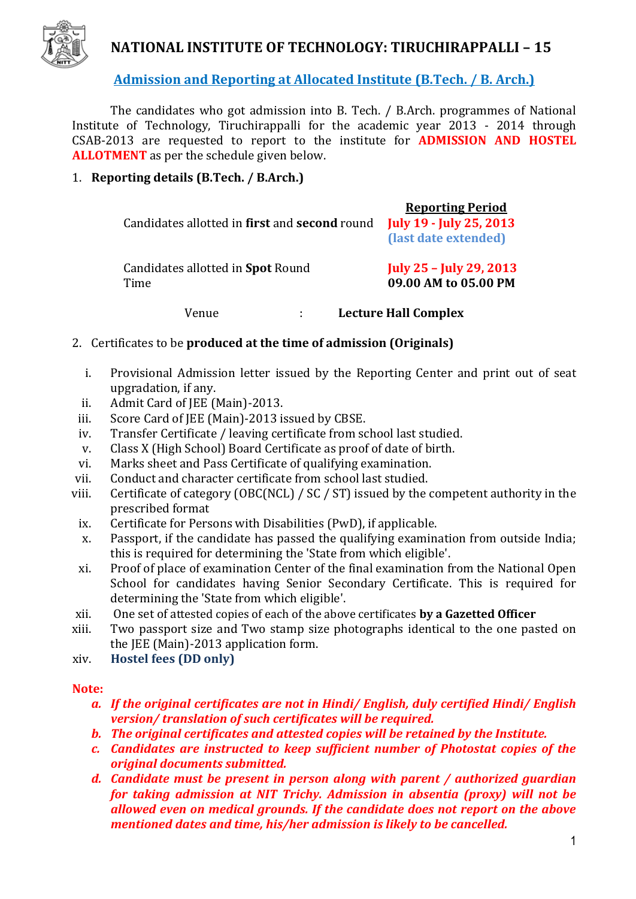# NATIONAL INSTITUTE OF TECHNOLOGY: TIRUCHIRAPPALLI – 15

## Admission and Reporting at Allocated Institute (B.Tech. / B. Arch.)

The candidates who got admission into B. Tech. / B.Arch. programmes of National Institute of Technology, Tiruchirappalli for the academic year 2013 - 2014 through CSAB-2013 are requested to report to the institute for **ADMISSION AND HOSTEL ALLOTMENT** as per the schedule given below.

1. **Reporting details (B.Tech. / B.Arch.)**

| | **Reporting Period** |
|---|---|
| Candidates allotted in **first** and **second** round | **July 19 - July 25, 2013** **(last date extended)** |
| Candidates allotted in **Spot** Round | **July 25 – July 29, 2013** |
| Time | **09.00 AM to 05.00 PM** |

Venue : **Lecture Hall Complex**

2. Certificates to be **produced at the time of admission (Originals)**

   i. Provisional Admission letter issued by the Reporting Center and print out of seat upgradation, if any.
   ii. Admit Card of JEE (Main)-2013.
   iii. Score Card of JEE (Main)-2013 issued by CBSE.
   iv. Transfer Certificate / leaving certificate from school last studied.
   v. Class X (High School) Board Certificate as proof of date of birth.
   vi. Marks sheet and Pass Certificate of qualifying examination.
   vii. Conduct and character certificate from school last studied.
   viii. Certificate of category (OBC(NCL) / SC / ST) issued by the competent authority in the prescribed format
   ix. Certificate for Persons with Disabilities (PwD), if applicable.
   x. Passport, if the candidate has passed the qualifying examination from outside India; this is required for determining the 'State from which eligible'.
   xi. Proof of place of examination Center of the final examination from the National Open School for candidates having Senior Secondary Certificate. This is required for determining the 'State from which eligible'.
   xii. One set of attested copies of each of the above certificates **by a Gazetted Officer**
   xiii. Two passport size and Two stamp size photographs identical to the one pasted on the JEE (Main)-2013 application form.
   xiv. **Hostel fees (DD only)**

**Note:**

- a. ***If the original certificates are not in Hindi/ English, duly certified Hindi/ English version/ translation of such certificates will be required.***
- b. ***The original certificates and attested copies will be retained by the Institute.***
- c. ***Candidates are instructed to keep sufficient number of Photostat copies of the original documents submitted.***
- d. ***Candidate must be present in person along with parent / authorized guardian for taking admission at NIT Trichy. Admission in absentia (proxy) will not be allowed even on medical grounds. If the candidate does not report on the above mentioned dates and time, his/her admission is likely to be cancelled.***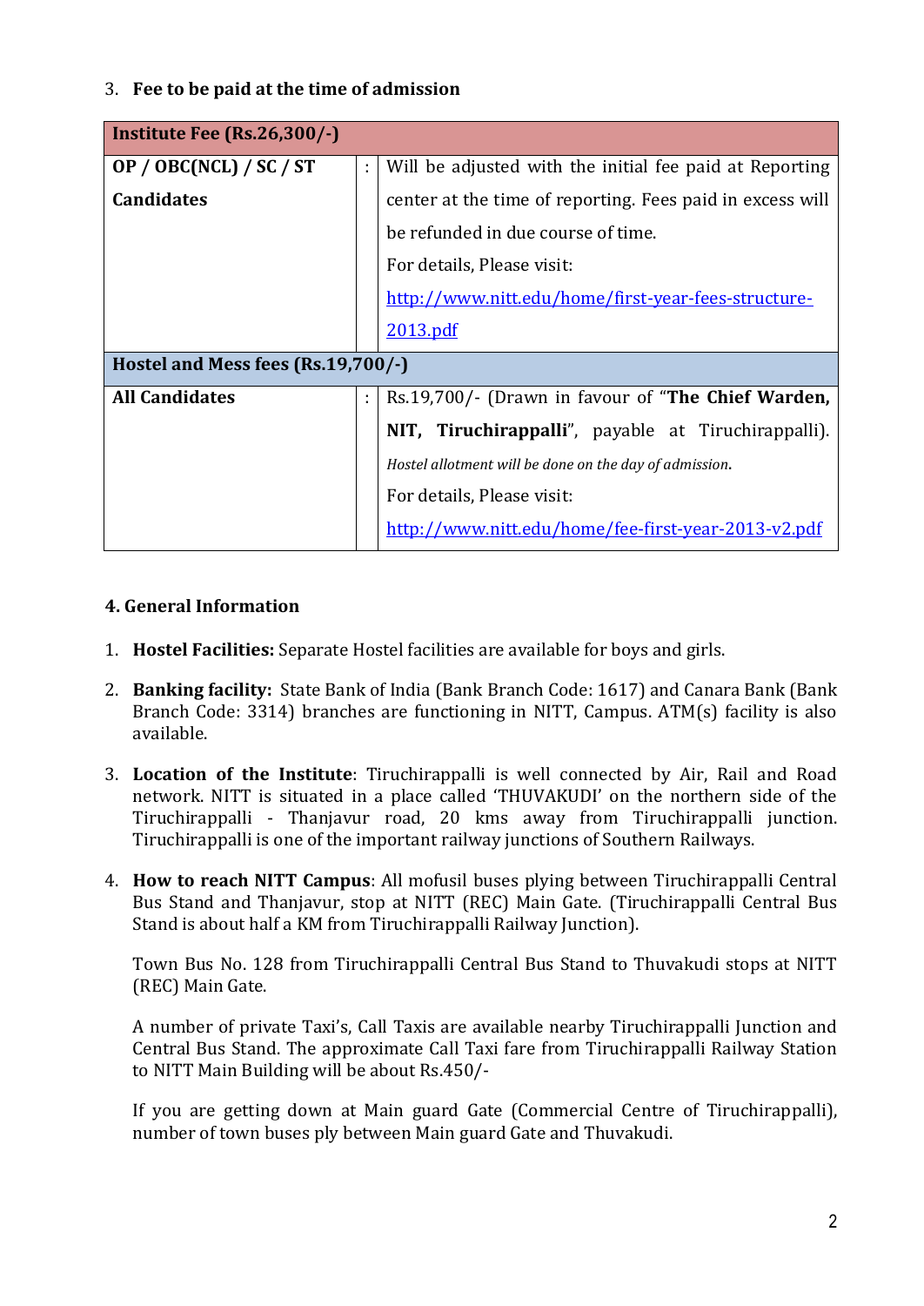3. **Fee to be paid at the time of admission**

| **Institute Fee (Rs.26,300/-)** | | |
|---|---|---|
| **OP / OBC(NCL) / SC / ST Candidates** | : | Will be adjusted with the initial fee paid at Reporting center at the time of reporting. Fees paid in excess will be refunded in due course of time.<br>For details, Please visit:<br>http://www.nitt.edu/home/first-year-fees-structure-2013.pdf |
| **Hostel and Mess fees (Rs.19,700/-)** | | |
| **All Candidates** | : | Rs.19,700/- (Drawn in favour of "**The Chief Warden, NIT, Tiruchirappalli**", payable at Tiruchirappalli).<br>*Hostel allotment will be done on the day of admission*.<br>For details, Please visit:<br>http://www.nitt.edu/home/fee-first-year-2013-v2.pdf |

**4. General Information**

1. **Hostel Facilities:** Separate Hostel facilities are available for boys and girls.

2. **Banking facility:** State Bank of India (Bank Branch Code: 1617) and Canara Bank (Bank Branch Code: 3314) branches are functioning in NITT, Campus. ATM(s) facility is also available.

3. **Location of the Institute**: Tiruchirappalli is well connected by Air, Rail and Road network. NITT is situated in a place called 'THUVAKUDI' on the northern side of the Tiruchirappalli - Thanjavur road, 20 kms away from Tiruchirappalli junction. Tiruchirappalli is one of the important railway junctions of Southern Railways.

4. **How to reach NITT Campus**: All mofusil buses plying between Tiruchirappalli Central Bus Stand and Thanjavur, stop at NITT (REC) Main Gate. (Tiruchirappalli Central Bus Stand is about half a KM from Tiruchirappalli Railway Junction).

   Town Bus No. 128 from Tiruchirappalli Central Bus Stand to Thuvakudi stops at NITT (REC) Main Gate.

   A number of private Taxi's, Call Taxis are available nearby Tiruchirappalli Junction and Central Bus Stand. The approximate Call Taxi fare from Tiruchirappalli Railway Station to NITT Main Building will be about Rs.450/-

   If you are getting down at Main guard Gate (Commercial Centre of Tiruchirappalli), number of town buses ply between Main guard Gate and Thuvakudi.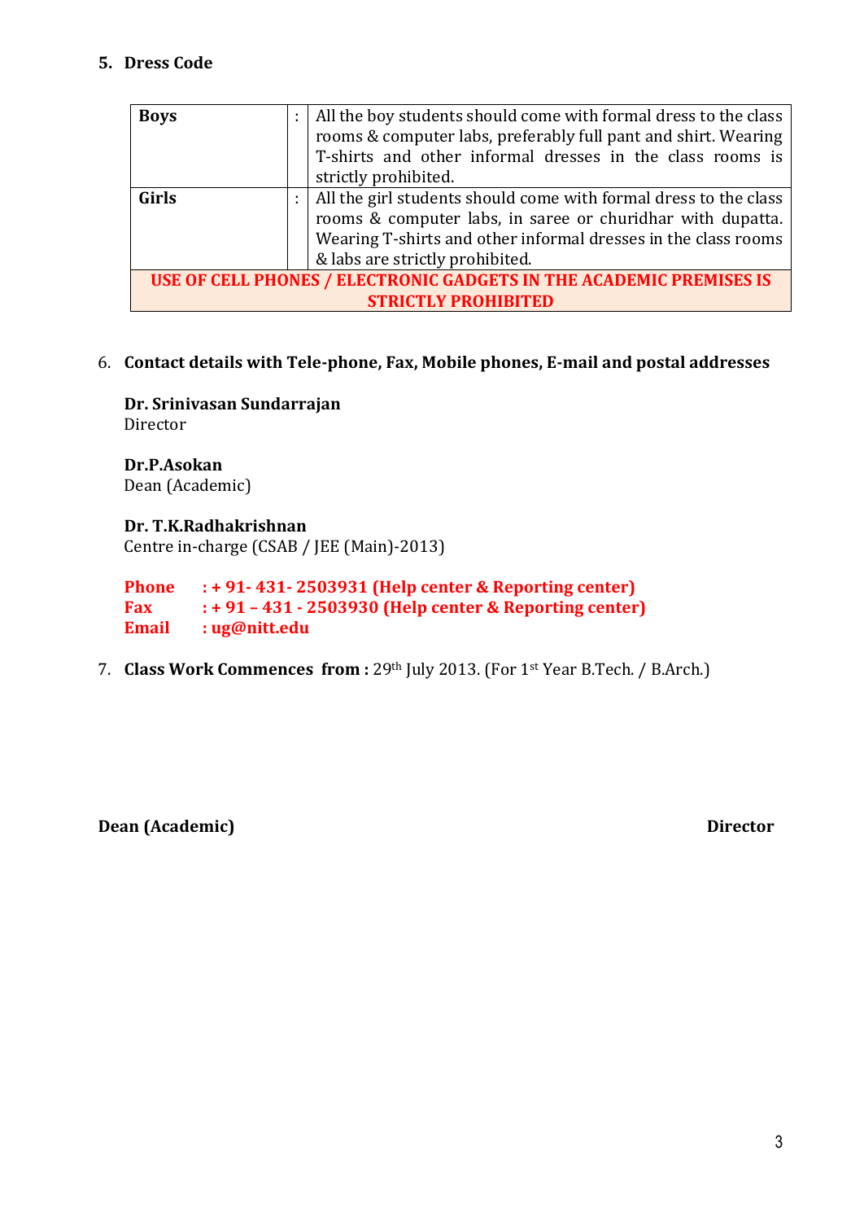## 5. Dress Code

| | | |
|---|---|---|
| **Boys** | : | All the boy students should come with formal dress to the class rooms & computer labs, preferably full pant and shirt. Wearing T-shirts and other informal dresses in the class rooms is strictly prohibited. |
| **Girls** | : | All the girl students should come with formal dress to the class rooms & computer labs, in saree or churidhar with dupatta. Wearing T-shirts and other informal dresses in the class rooms & labs are strictly prohibited. |
| **USE OF CELL PHONES / ELECTRONIC GADGETS IN THE ACADEMIC PREMISES IS STRICTLY PROHIBITED** | | |

6. **Contact details with Tele-phone, Fax, Mobile phones, E-mail and postal addresses**

**Dr. Srinivasan Sundarrajan**
Director

**Dr.P.Asokan**
Dean (Academic)

**Dr. T.K.Radhakrishnan**
Centre in-charge (CSAB / JEE (Main)-2013)

**Phone : + 91- 431- 2503931 (Help center & Reporting center)**
**Fax : + 91 – 431 - 2503930 (Help center & Reporting center)**
**Email : ug@nitt.edu**

7. **Class Work Commences from :** 29th July 2013. (For 1st Year B.Tech. / B.Arch.)

**Dean (Academic)** **Director**